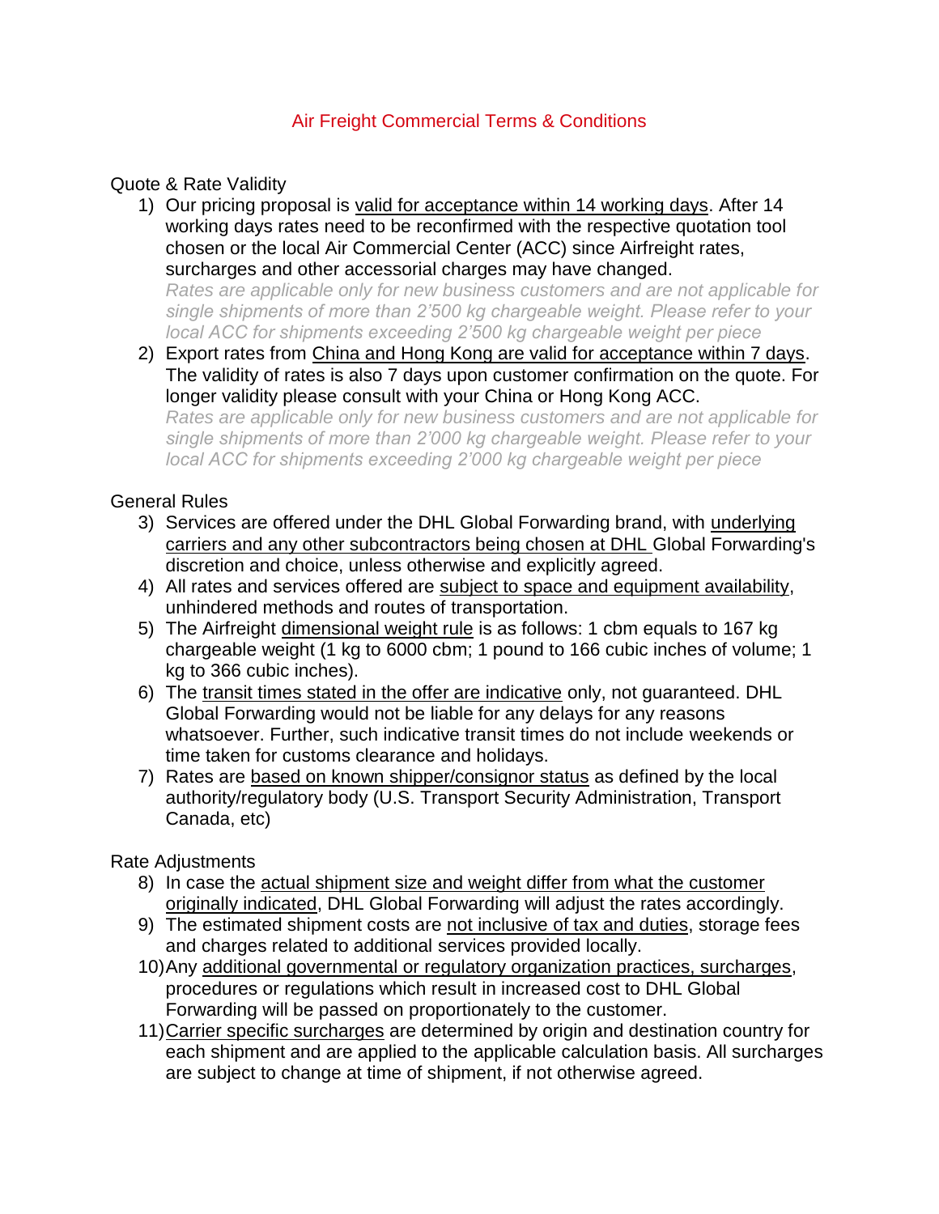# Air Freight Commercial Terms & Conditions

## Quote & Rate Validity

1) Our pricing proposal is valid for acceptance within 14 working days. After 14 working days rates need to be reconfirmed with the respective quotation tool chosen or the local Air Commercial Center (ACC) since Airfreight rates, surcharges and other accessorial charges may have changed.
   *Rates are applicable only for new business customers and are not applicable for single shipments of more than 2'500 kg chargeable weight. Please refer to your local ACC for shipments exceeding 2'500 kg chargeable weight per piece*
2) Export rates from China and Hong Kong are valid for acceptance within 7 days. The validity of rates is also 7 days upon customer confirmation on the quote. For longer validity please consult with your China or Hong Kong ACC.
   *Rates are applicable only for new business customers and are not applicable for single shipments of more than 2'000 kg chargeable weight. Please refer to your local ACC for shipments exceeding 2'000 kg chargeable weight per piece*

## General Rules

3) Services are offered under the DHL Global Forwarding brand, with underlying carriers and any other subcontractors being chosen at DHL Global Forwarding's discretion and choice, unless otherwise and explicitly agreed.
4) All rates and services offered are subject to space and equipment availability, unhindered methods and routes of transportation.
5) The Airfreight dimensional weight rule is as follows: 1 cbm equals to 167 kg chargeable weight (1 kg to 6000 cbm; 1 pound to 166 cubic inches of volume; 1 kg to 366 cubic inches).
6) The transit times stated in the offer are indicative only, not guaranteed. DHL Global Forwarding would not be liable for any delays for any reasons whatsoever. Further, such indicative transit times do not include weekends or time taken for customs clearance and holidays.
7) Rates are based on known shipper/consignor status as defined by the local authority/regulatory body (U.S. Transport Security Administration, Transport Canada, etc)

## Rate Adjustments

8) In case the actual shipment size and weight differ from what the customer originally indicated, DHL Global Forwarding will adjust the rates accordingly.
9) The estimated shipment costs are not inclusive of tax and duties, storage fees and charges related to additional services provided locally.
10) Any additional governmental or regulatory organization practices, surcharges, procedures or regulations which result in increased cost to DHL Global Forwarding will be passed on proportionately to the customer.
11) Carrier specific surcharges are determined by origin and destination country for each shipment and are applied to the applicable calculation basis. All surcharges are subject to change at time of shipment, if not otherwise agreed.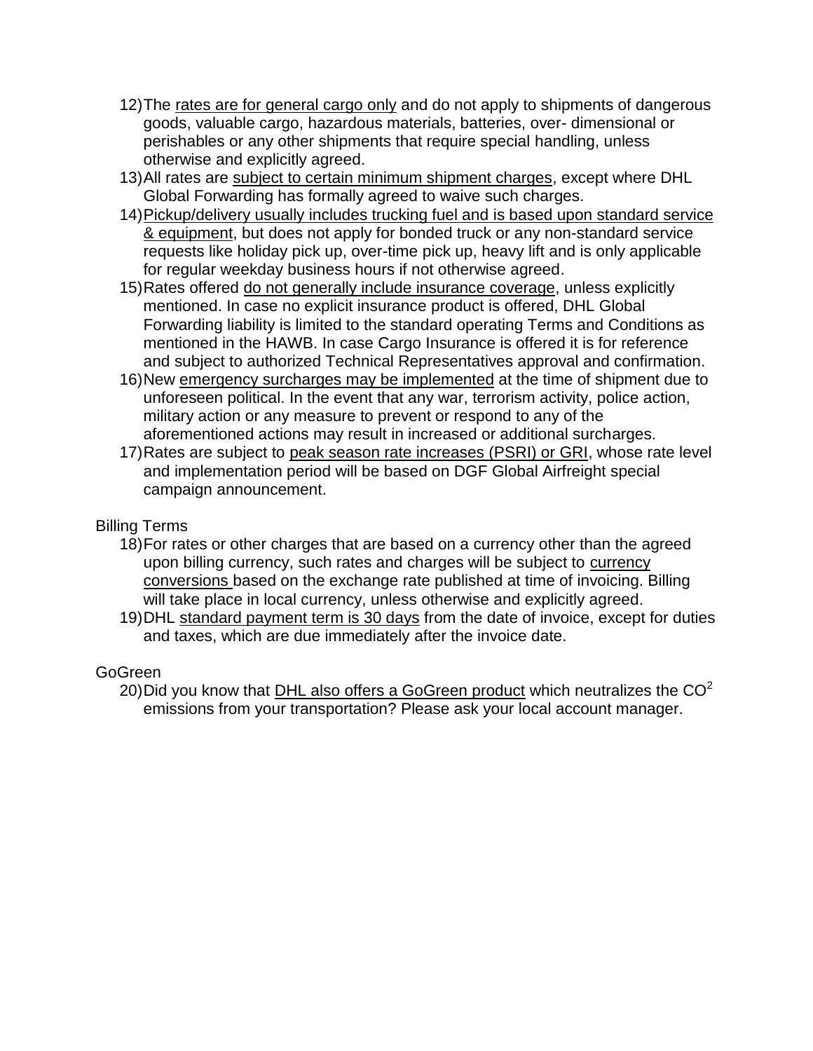12) The rates are for general cargo only and do not apply to shipments of dangerous goods, valuable cargo, hazardous materials, batteries, over- dimensional or perishables or any other shipments that require special handling, unless otherwise and explicitly agreed.
13) All rates are subject to certain minimum shipment charges, except where DHL Global Forwarding has formally agreed to waive such charges.
14) Pickup/delivery usually includes trucking fuel and is based upon standard service & equipment, but does not apply for bonded truck or any non-standard service requests like holiday pick up, over-time pick up, heavy lift and is only applicable for regular weekday business hours if not otherwise agreed.
15) Rates offered do not generally include insurance coverage, unless explicitly mentioned. In case no explicit insurance product is offered, DHL Global Forwarding liability is limited to the standard operating Terms and Conditions as mentioned in the HAWB. In case Cargo Insurance is offered it is for reference and subject to authorized Technical Representatives approval and confirmation.
16) New emergency surcharges may be implemented at the time of shipment due to unforeseen political. In the event that any war, terrorism activity, police action, military action or any measure to prevent or respond to any of the aforementioned actions may result in increased or additional surcharges.
17) Rates are subject to peak season rate increases (PSRI) or GRI, whose rate level and implementation period will be based on DGF Global Airfreight special campaign announcement.

Billing Terms

18) For rates or other charges that are based on a currency other than the agreed upon billing currency, such rates and charges will be subject to currency conversions based on the exchange rate published at time of invoicing. Billing will take place in local currency, unless otherwise and explicitly agreed.
19) DHL standard payment term is 30 days from the date of invoice, except for duties and taxes, which are due immediately after the invoice date.

GoGreen

20) Did you know that DHL also offers a GoGreen product which neutralizes the $CO^2$ emissions from your transportation? Please ask your local account manager.